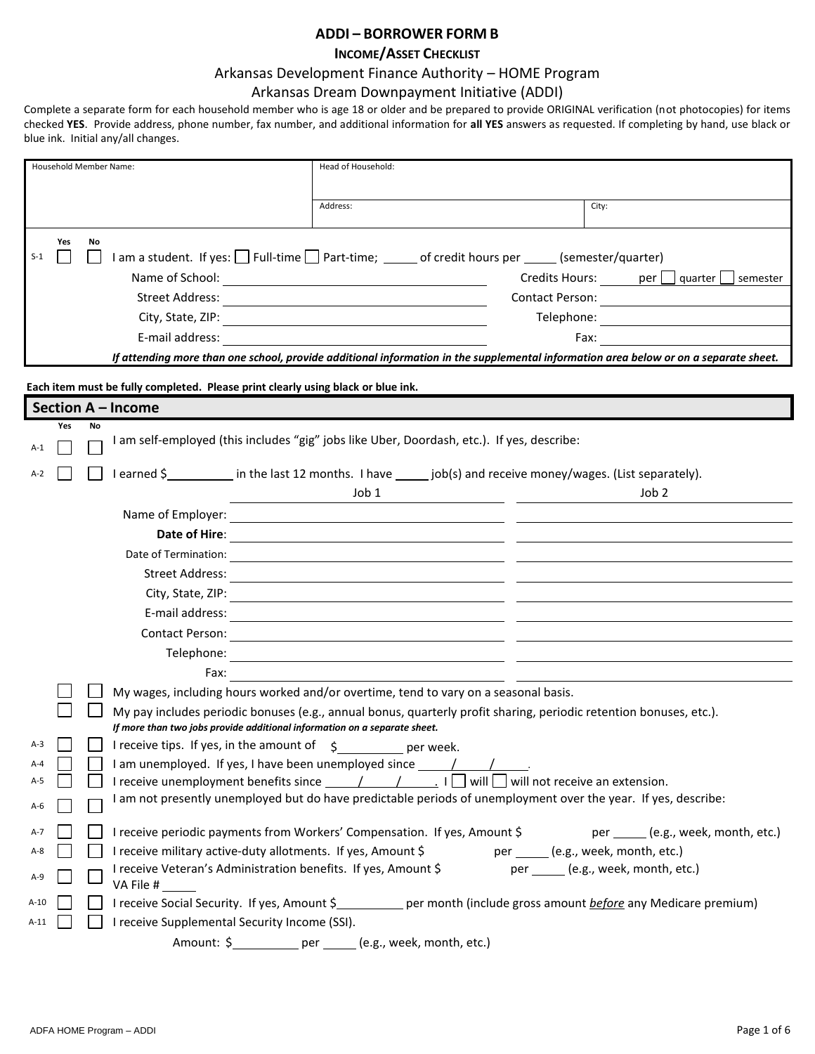# ADDI – BORROWER FORM B

## Income/Asset Checklist

### Arkansas Development Finance Authority – HOME Program

### Arkansas Dream Downpayment Initiative (ADDI)

Complete a separate form for each household member who is age 18 or older and be prepared to provide ORIGINAL verification (not photocopies) for items checked **YES**. Provide address, phone number, fax number, and additional information for **all YES** answers as requested. If completing by hand, use black or blue ink. Initial any/all changes.

| Household Member Name: | Head of Household: | |
|---|---|---|
| | Address: | City: |

| | Yes | No | |
|---|---|---|---|
| S-1 | ☐ | ☐ | I am a student. If yes: ☐ Full-time ☐ Part-time; _____ of credit hours per _____ (semester/quarter) |

Name of School: ____________________ Credits Hours: _____ per ☐ quarter ☐ semester

Street Address: ____________________ Contact Person: ____________________

City, State, ZIP: ____________________ Telephone: ____________________

E-mail address: ____________________ Fax: ____________________

***If attending more than one school, provide additional information in the supplemental information area below or on a separate sheet.***

**Each item must be fully completed. Please print clearly using black or blue ink.**

## Section A – Income

| | Yes | No | |
|---|---|---|---|
| A-1 | ☐ | ☐ | I am self-employed (this includes "gig" jobs like Uber, Doordash, etc.). If yes, describe: |
| A-2 | ☐ | ☐ | I earned $__________ in the last 12 months. I have _____ job(s) and receive money/wages. (List separately). |

| | Job 1 | Job 2 |
|---|---|---|
| Name of Employer: | | |
| **Date of Hire**: | | |
| Date of Termination: | | |
| Street Address: | | |
| City, State, ZIP: | | |
| E-mail address: | | |
| Contact Person: | | |
| Telephone: | | |
| Fax: | | |

| | Yes | No | |
|---|---|---|---|
| | ☐ | ☐ | My wages, including hours worked and/or overtime, tend to vary on a seasonal basis. |
| | ☐ | ☐ | My pay includes periodic bonuses (e.g., annual bonus, quarterly profit sharing, periodic retention bonuses, etc.). *If more than two jobs provide additional information on a separate sheet.* |
| A-3 | ☐ | ☐ | I receive tips. If yes, in the amount of $__________ per week. |
| A-4 | ☐ | ☐ | I am unemployed. If yes, I have been unemployed since _____/_____/_____. |
| A-5 | ☐ | ☐ | I receive unemployment benefits since _____/_____/_____. I ☐ will ☐ will not receive an extension. |
| A-6 | ☐ | ☐ | I am not presently unemployed but do have predictable periods of unemployment over the year. If yes, describe: |
| A-7 | ☐ | ☐ | I receive periodic payments from Workers' Compensation. If yes, Amount $ per _____ (e.g., week, month, etc.) |
| A-8 | ☐ | ☐ | I receive military active-duty allotments. If yes, Amount $ per _____ (e.g., week, month, etc.) |
| A-9 | ☐ | ☐ | I receive Veteran's Administration benefits. If yes, Amount $ per _____ (e.g., week, month, etc.) VA File # _____ |
| A-10 | ☐ | ☐ | I receive Social Security. If yes, Amount $__________ per month (include gross amount *before* any Medicare premium) |
| A-11 | ☐ | ☐ | I receive Supplemental Security Income (SSI). |

Amount: $__________ per _____ (e.g., week, month, etc.)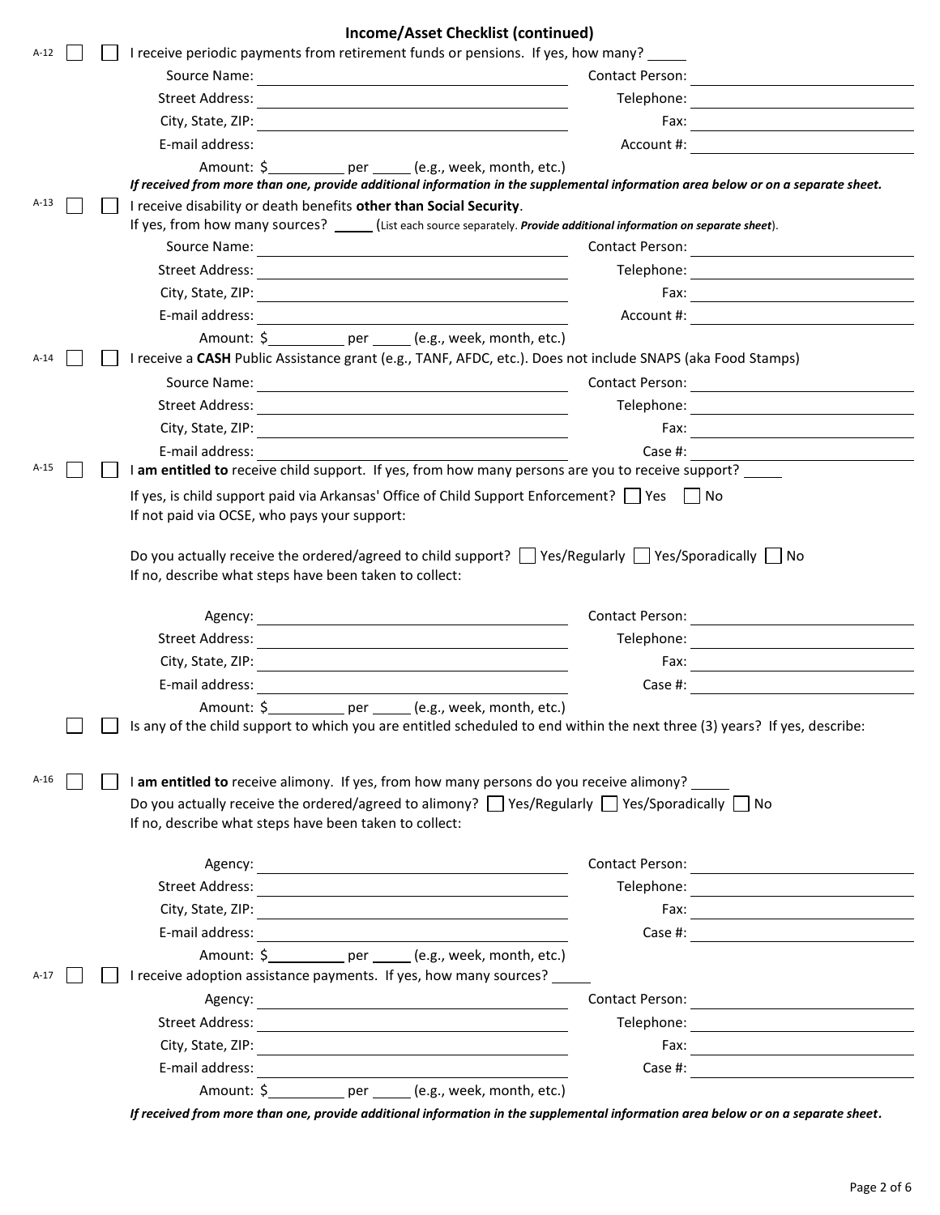## Income/Asset Checklist (continued)

A-12 ☐ ☐ I receive periodic payments from retirement funds or pensions. If yes, how many? _____

Source Name: ____________________ Contact Person: ____________________

Street Address: ____________________ Telephone: ____________________

City, State, ZIP: ____________________ Fax: ____________________

E-mail address: Account #: ____________________

Amount: $__________ per _____ (e.g., week, month, etc.)

***If received from more than one, provide additional information in the supplemental information area below or on a separate sheet.***

A-13 ☐ ☐ I receive disability or death benefits **other than Social Security**.

If yes, from how many sources? _____ (List each source separately. ***Provide additional information on separate sheet***).

Source Name: ____________________ Contact Person: ____________________

Street Address: ____________________ Telephone: ____________________

City, State, ZIP: ____________________ Fax: ____________________

E-mail address: ____________________ Account #: ____________________

Amount: $__________ per _____ (e.g., week, month, etc.)

A-14 ☐ ☐ I receive a **CASH** Public Assistance grant (e.g., TANF, AFDC, etc.). Does not include SNAPS (aka Food Stamps)

Source Name: ____________________ Contact Person: ____________________

Street Address: ____________________ Telephone: ____________________

City, State, ZIP: ____________________ Fax: ____________________

E-mail address: ____________________ Case #: ____________________

A-15 ☐ ☐ I **am entitled to** receive child support. If yes, from how many persons are you to receive support? _____

If yes, is child support paid via Arkansas' Office of Child Support Enforcement? ☐ Yes ☐ No

If not paid via OCSE, who pays your support:

Do you actually receive the ordered/agreed to child support? ☐ Yes/Regularly ☐ Yes/Sporadically ☐ No

If no, describe what steps have been taken to collect:

Agency: ____________________ Contact Person: ____________________

Street Address: ____________________ Telephone: ____________________

City, State, ZIP: ____________________ Fax: ____________________

E-mail address: ____________________ Case #: ____________________

Amount: $__________ per _____ (e.g., week, month, etc.)

☐ ☐ Is any of the child support to which you are entitled scheduled to end within the next three (3) years? If yes, describe:

A-16 ☐ ☐ I **am entitled to** receive alimony. If yes, from how many persons do you receive alimony? _____

Do you actually receive the ordered/agreed to alimony? ☐ Yes/Regularly ☐ Yes/Sporadically ☐ No

If no, describe what steps have been taken to collect:

Agency: ____________________ Contact Person: ____________________

Street Address: ____________________ Telephone: ____________________

City, State, ZIP: ____________________ Fax: ____________________

E-mail address: ____________________ Case #: ____________________

Amount: $__________ per _____ (e.g., week, month, etc.)

A-17 ☐ ☐ I receive adoption assistance payments. If yes, how many sources? _____

Agency: ____________________ Contact Person: ____________________

Street Address: ____________________ Telephone: ____________________

City, State, ZIP: ____________________ Fax: ____________________

E-mail address: ____________________ Case #: ____________________

Amount: $__________ per _____ (e.g., week, month, etc.)

***If received from more than one, provide additional information in the supplemental information area below or on a separate sheet.***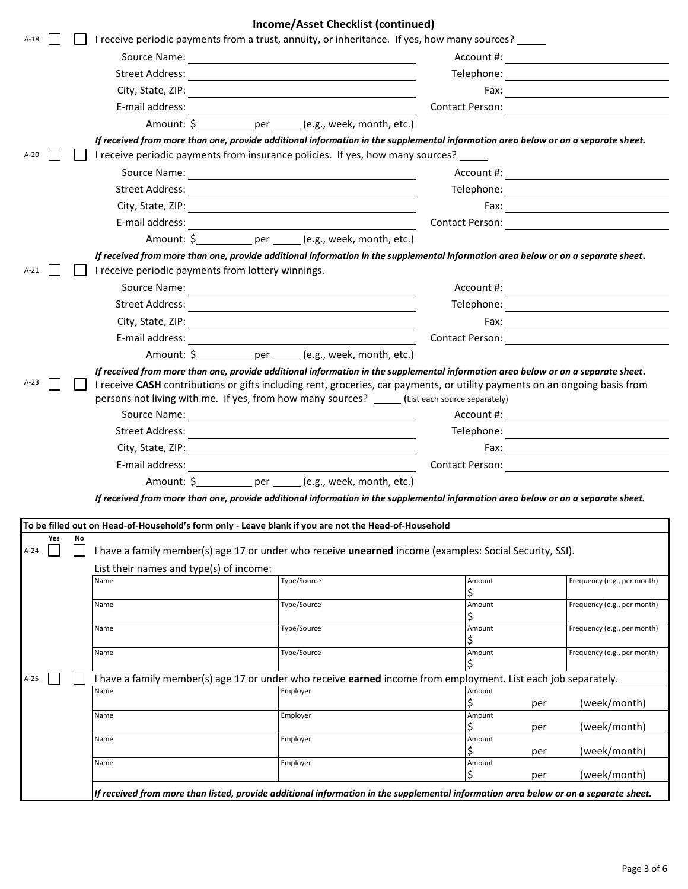## Income/Asset Checklist (continued)

A-18 ☐ ☐ I receive periodic payments from a trust, annuity, or inheritance. If yes, how many sources? _____

Source Name: ______________________ Account #: ______________________

Street Address: ______________________ Telephone: ______________________

City, State, ZIP: ______________________ Fax: ______________________

E-mail address: ______________________ Contact Person: ______________________

Amount: $__________ per _____ (e.g., week, month, etc.)

*If received from more than one, provide additional information in the supplemental information area below or on a separate sheet.*

A-20 ☐ ☐ I receive periodic payments from insurance policies. If yes, how many sources? _____

Source Name: ______________________ Account #: ______________________

Street Address: ______________________ Telephone: ______________________

City, State, ZIP: ______________________ Fax: ______________________

E-mail address: ______________________ Contact Person: ______________________

Amount: $__________ per _____ (e.g., week, month, etc.)

*If received from more than one, provide additional information in the supplemental information area below or on a separate sheet.*

A-21 ☐ ☐ I receive periodic payments from lottery winnings.

Source Name: ______________________ Account #: ______________________

Street Address: ______________________ Telephone: ______________________

City, State, ZIP: ______________________ Fax: ______________________

E-mail address: ______________________ Contact Person: ______________________

Amount: $__________ per _____ (e.g., week, month, etc.)

*If received from more than one, provide additional information in the supplemental information area below or on a separate sheet.*

A-23 ☐ ☐ I receive **CASH** contributions or gifts including rent, groceries, car payments, or utility payments on an ongoing basis from persons not living with me. If yes, from how many sources? _____ (List each source separately)

Source Name: ______________________ Account #: ______________________

Street Address: ______________________ Telephone: ______________________

City, State, ZIP: ______________________ Fax: ______________________

E-mail address: ______________________ Contact Person: ______________________

Amount: $__________ per _____ (e.g., week, month, etc.)

*If received from more than one, provide additional information in the supplemental information area below or on a separate sheet.*

**To be filled out on Head-of-Household's form only - Leave blank if you are not the Head-of-Household**

| | Yes | No | |
|---|---|---|---|
| A-24 | ☐ | ☐ | I have a family member(s) age 17 or under who receive **unearned** income (examples: Social Security, SSI). |

List their names and type(s) of income:

| Name | Type/Source | Amount | Frequency (e.g., per month) |
|---|---|---|---|
| | | $ | |
| | | $ | |
| | | $ | |
| | | $ | |

A-25 ☐ ☐ I have a family member(s) age 17 or under who receive **earned** income from employment. List each job separately.

| Name | Employer | Amount | |
|---|---|---|---|
| | | $ per | (week/month) |
| | | $ per | (week/month) |
| | | $ per | (week/month) |
| | | $ per | (week/month) |

*If received from more than listed, provide additional information in the supplemental information area below or on a separate sheet.*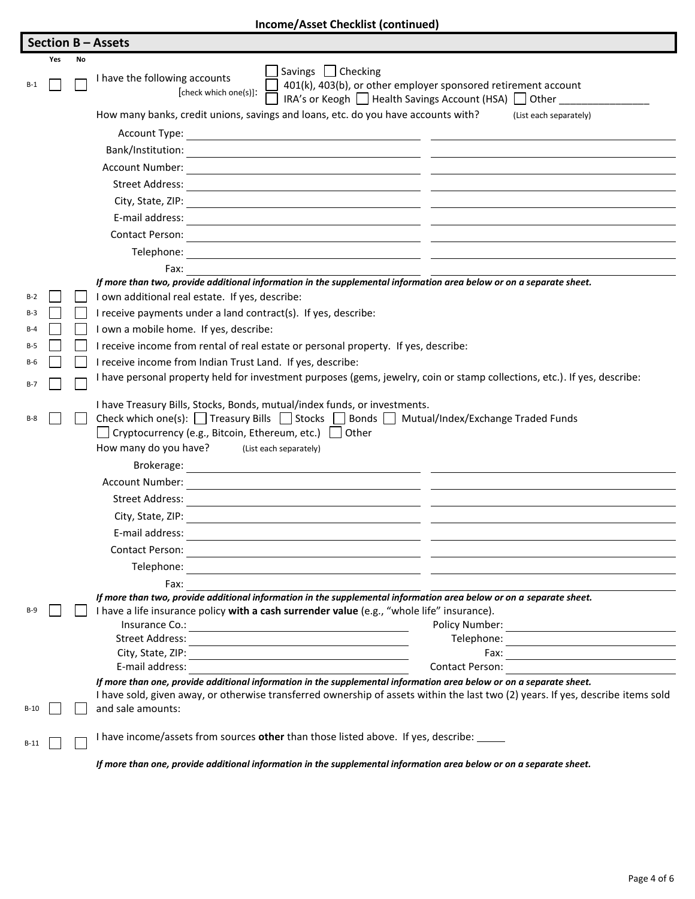**Income/Asset Checklist (continued)**

## Section B – Assets

| | Yes | No | |
|---|---|---|---|
| B-1 | ☐ | ☐ | I have the following accounts [check which one(s)]: ☐ Savings ☐ Checking ☐ 401(k), 403(b), or other employer sponsored retirement account ☐ IRA's or Keogh ☐ Health Savings Account (HSA) ☐ Other ________________ |

How many banks, credit unions, savings and loans, etc. do you have accounts with? (List each separately)

| | | |
|---|---|---|
| Account Type: | | |
| Bank/Institution: | | |
| Account Number: | | |
| Street Address: | | |
| City, State, ZIP: | | |
| E-mail address: | | |
| Contact Person: | | |
| Telephone: | | |
| Fax: | | |

***If more than two, provide additional information in the supplemental information area below or on a separate sheet.***

| | Yes | No | |
|---|---|---|---|
| B-2 | ☐ | ☐ | I own additional real estate. If yes, describe: |
| B-3 | ☐ | ☐ | I receive payments under a land contract(s). If yes, describe: |
| B-4 | ☐ | ☐ | I own a mobile home. If yes, describe: |
| B-5 | ☐ | ☐ | I receive income from rental of real estate or personal property. If yes, describe: |
| B-6 | ☐ | ☐ | I receive income from Indian Trust Land. If yes, describe: |
| B-7 | ☐ | ☐ | I have personal property held for investment purposes (gems, jewelry, coin or stamp collections, etc.). If yes, describe: |
| B-8 | ☐ | ☐ | I have Treasury Bills, Stocks, Bonds, mutual/index funds, or investments. Check which one(s): ☐ Treasury Bills ☐ Stocks ☐ Bonds ☐ Mutual/Index/Exchange Traded Funds ☐ Cryptocurrency (e.g., Bitcoin, Ethereum, etc.) ☐ Other |

How many do you have? (List each separately)

| | | |
|---|---|---|
| Brokerage: | | |
| Account Number: | | |
| Street Address: | | |
| City, State, ZIP: | | |
| E-mail address: | | |
| Contact Person: | | |
| Telephone: | | |
| Fax: | | |

***If more than two, provide additional information in the supplemental information area below or on a separate sheet.***

| | Yes | No | |
|---|---|---|---|
| B-9 | ☐ | ☐ | I have a life insurance policy **with a cash surrender value** (e.g., "whole life" insurance). |

| | | | |
|---|---|---|---|
| Insurance Co.: | | Policy Number: | |
| Street Address: | | Telephone: | |
| City, State, ZIP: | | Fax: | |
| E-mail address: | | Contact Person: | |

***If more than one, provide additional information in the supplemental information area below or on a separate sheet.***

| | Yes | No | |
|---|---|---|---|
| B-10 | ☐ | ☐ | I have sold, given away, or otherwise transferred ownership of assets within the last two (2) years. If yes, describe items sold and sale amounts: |
| B-11 | ☐ | ☐ | I have income/assets from sources **other** than those listed above. If yes, describe: _____ |

***If more than one, provide additional information in the supplemental information area below or on a separate sheet.***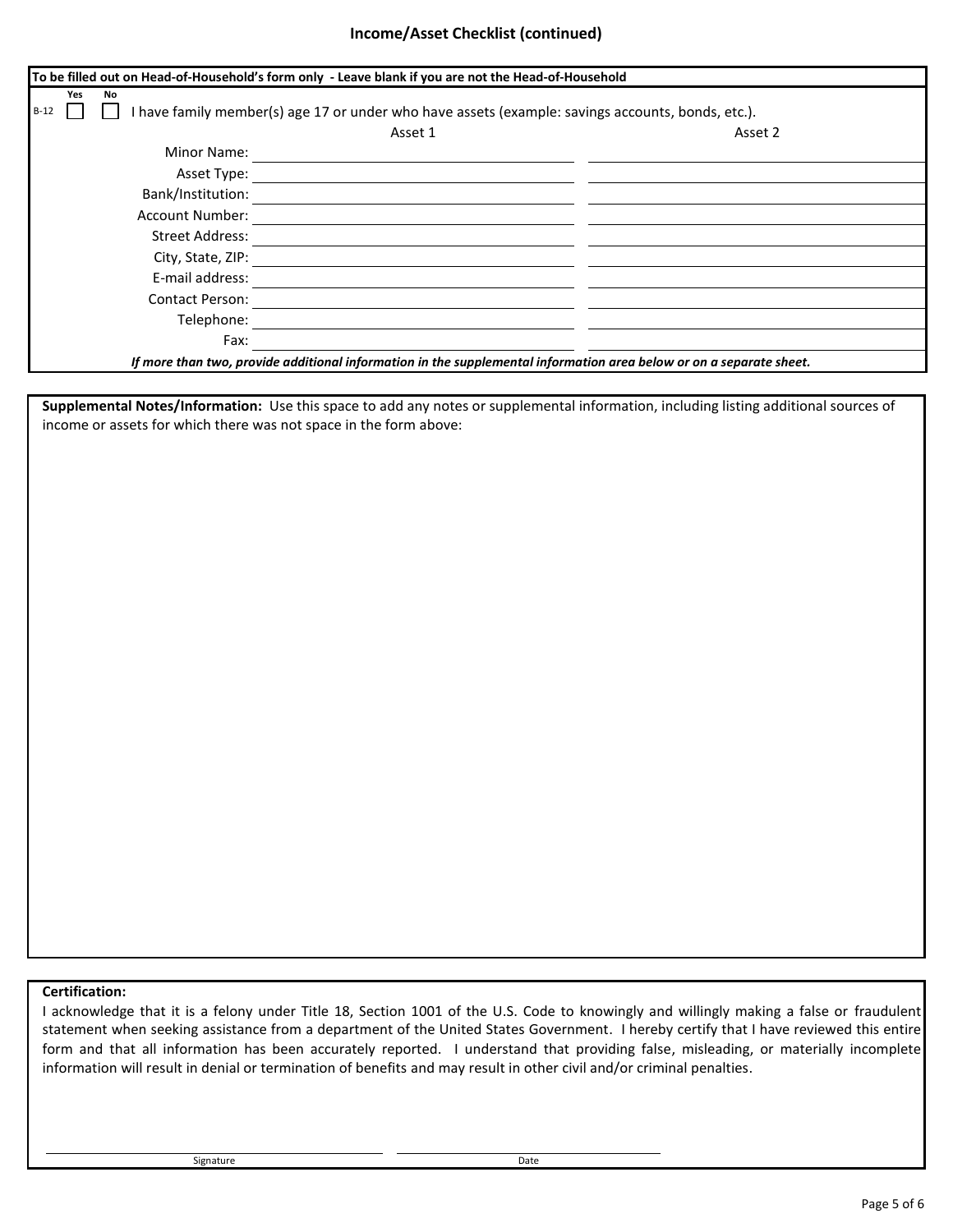## Income/Asset Checklist (continued)

**To be filled out on Head-of-Household's form only - Leave blank if you are not the Head-of-Household**

| | Yes | No | |
|---|---|---|---|
| B-12 | ☐ | ☐ | I have family member(s) age 17 or under who have assets (example: savings accounts, bonds, etc.). |

| | Asset 1 | Asset 2 |
|---|---|---|
| Minor Name: | | |
| Asset Type: | | |
| Bank/Institution: | | |
| Account Number: | | |
| Street Address: | | |
| City, State, ZIP: | | |
| E-mail address: | | |
| Contact Person: | | |
| Telephone: | | |
| Fax: | | |

***If more than two, provide additional information in the supplemental information area below or on a separate sheet.***

**Supplemental Notes/Information:** Use this space to add any notes or supplemental information, including listing additional sources of income or assets for which there was not space in the form above:

**Certification:**

I acknowledge that it is a felony under Title 18, Section 1001 of the U.S. Code to knowingly and willingly making a false or fraudulent statement when seeking assistance from a department of the United States Government. I hereby certify that I have reviewed this entire form and that all information has been accurately reported. I understand that providing false, misleading, or materially incomplete information will result in denial or termination of benefits and may result in other civil and/or criminal penalties.

Signature ______________________ Date ______________________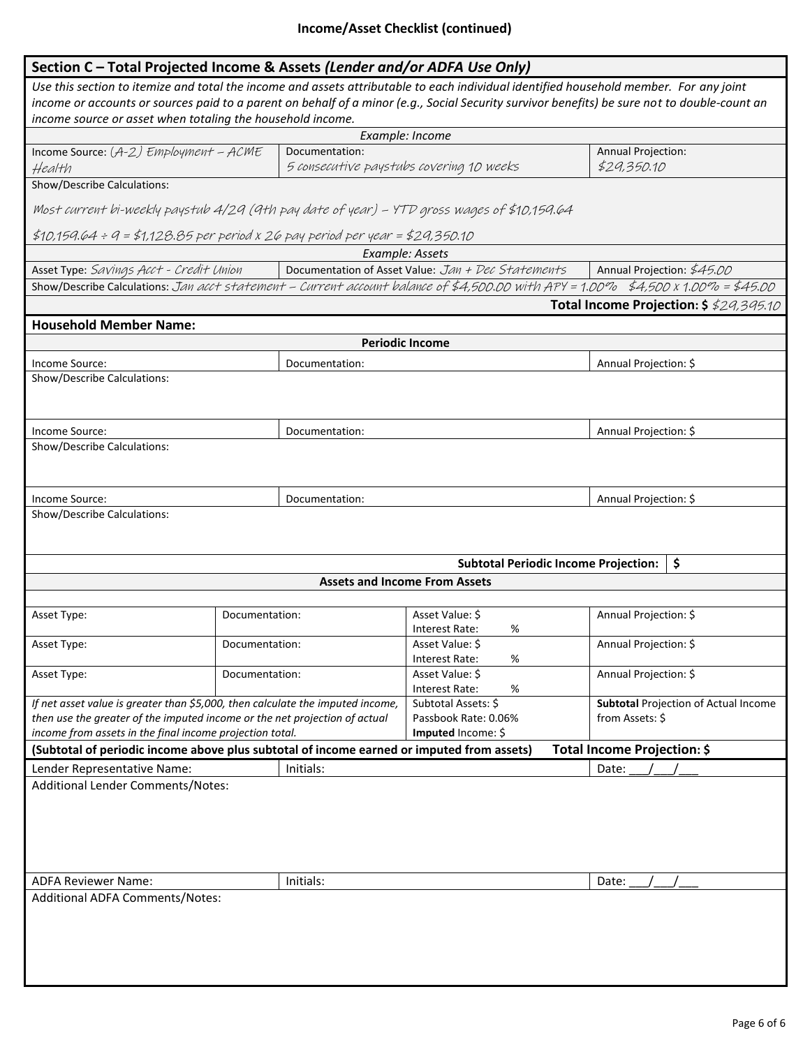## Income/Asset Checklist (continued)

### Section C – Total Projected Income & Assets *(Lender and/or ADFA Use Only)*

*Use this section to itemize and total the income and assets attributable to each individual identified household member. For any joint income or accounts or sources paid to a parent on behalf of a minor (e.g., Social Security survivor benefits) be sure not to double-count an income source or asset when totaling the household income.*

*Example: Income*

| | | |
|---|---|---|
| Income Source: (A-2) Employment – ACME Health | Documentation: 5 consecutive paystubs covering 10 weeks | Annual Projection: $29,350.10 |

Show/Describe Calculations:

Most current bi-weekly paystub 4/29 (9th pay date of year) – YTD gross wages of $10,159.64

$10,159.64 ÷ 9 = $1,128.85 per period x 26 pay period per year = $29,350.10

*Example: Assets*

| | | |
|---|---|---|
| Asset Type: Savings Acct - Credit Union | Documentation of Asset Value: Jan + Dec Statements | Annual Projection: $45.00 |

Show/Describe Calculations: Jan acct statement – Current account balance of $4,500.00 with APY = 1.00% $4,500 x 1.00% = $45.00

**Total Income Projection: $** $29,395.10

**Household Member Name:**

**Periodic Income**

| | | |
|---|---|---|
| Income Source: | Documentation: | Annual Projection: $ |
| Show/Describe Calculations: | | |
| Income Source: | Documentation: | Annual Projection: $ |
| Show/Describe Calculations: | | |
| Income Source: | Documentation: | Annual Projection: $ |
| Show/Describe Calculations: | | |
| | **Subtotal Periodic Income Projection:** | **$** |

**Assets and Income From Assets**

| | | | |
|---|---|---|---|
| Asset Type: | Documentation: | Asset Value: $<br>Interest Rate: % | Annual Projection: $ |
| Asset Type: | Documentation: | Asset Value: $<br>Interest Rate: % | Annual Projection: $ |
| Asset Type: | Documentation: | Asset Value: $<br>Interest Rate: % | Annual Projection: $ |
| *If net asset value is greater than $5,000, then calculate the imputed income, then use the greater of the imputed income or the net projection of actual income from assets in the final income projection total.* | | Subtotal Assets: $<br>Passbook Rate: 0.06%<br>**Imputed** Income: $ | **Subtotal** Projection of Actual Income from Assets: $ |

**(Subtotal of periodic income above plus subtotal of income earned or imputed from assets)** **Total Income Projection: $**

| | | |
|---|---|---|
| Lender Representative Name: | Initials: | Date: ___/___/___ |

Additional Lender Comments/Notes:

| | | |
|---|---|---|
| ADFA Reviewer Name: | Initials: | Date: ___/___/___ |

Additional ADFA Comments/Notes: